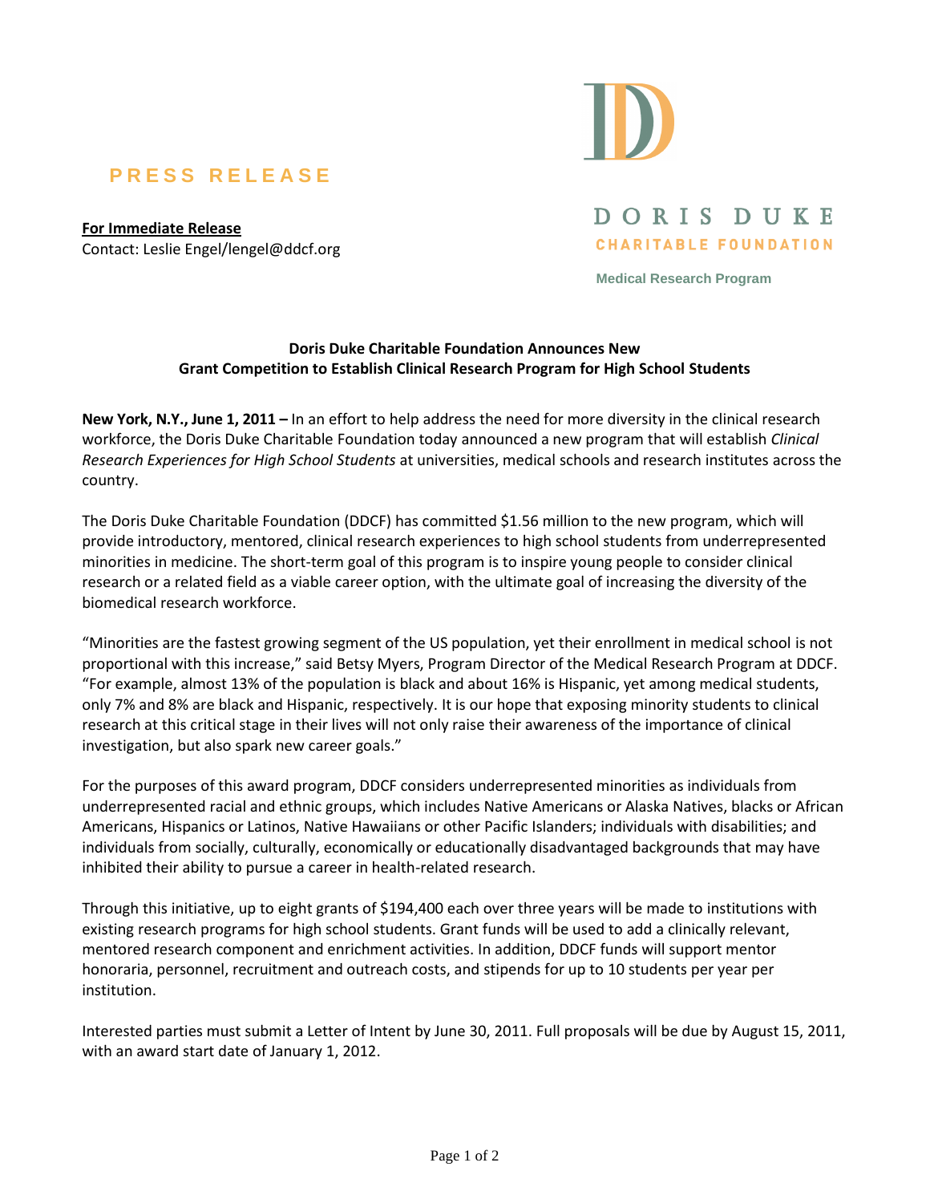**PRESS RELEASE**

**For Immediate Release**
Contact: Leslie Engel/lengel@ddcf.org

DORIS DUKE
CHARITABLE FOUNDATION

Medical Research Program

**Doris Duke Charitable Foundation Announces New Grant Competition to Establish Clinical Research Program for High School Students**

**New York, N.Y., June 1, 2011 –** In an effort to help address the need for more diversity in the clinical research workforce, the Doris Duke Charitable Foundation today announced a new program that will establish *Clinical Research Experiences for High School Students* at universities, medical schools and research institutes across the country.

The Doris Duke Charitable Foundation (DDCF) has committed $1.56 million to the new program, which will provide introductory, mentored, clinical research experiences to high school students from underrepresented minorities in medicine. The short-term goal of this program is to inspire young people to consider clinical research or a related field as a viable career option, with the ultimate goal of increasing the diversity of the biomedical research workforce.

"Minorities are the fastest growing segment of the US population, yet their enrollment in medical school is not proportional with this increase," said Betsy Myers, Program Director of the Medical Research Program at DDCF. "For example, almost 13% of the population is black and about 16% is Hispanic, yet among medical students, only 7% and 8% are black and Hispanic, respectively. It is our hope that exposing minority students to clinical research at this critical stage in their lives will not only raise their awareness of the importance of clinical investigation, but also spark new career goals."

For the purposes of this award program, DDCF considers underrepresented minorities as individuals from underrepresented racial and ethnic groups, which includes Native Americans or Alaska Natives, blacks or African Americans, Hispanics or Latinos, Native Hawaiians or other Pacific Islanders; individuals with disabilities; and individuals from socially, culturally, economically or educationally disadvantaged backgrounds that may have inhibited their ability to pursue a career in health-related research.

Through this initiative, up to eight grants of $194,400 each over three years will be made to institutions with existing research programs for high school students. Grant funds will be used to add a clinically relevant, mentored research component and enrichment activities. In addition, DDCF funds will support mentor honoraria, personnel, recruitment and outreach costs, and stipends for up to 10 students per year per institution.

Interested parties must submit a Letter of Intent by June 30, 2011. Full proposals will be due by August 15, 2011, with an award start date of January 1, 2012.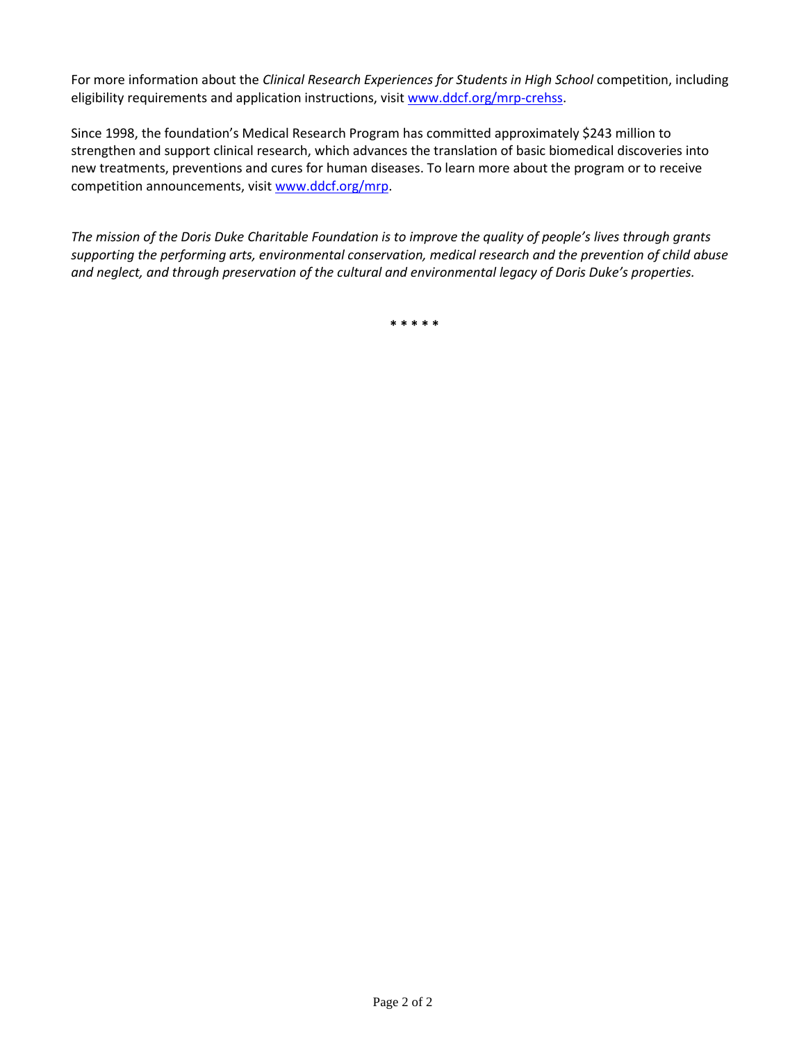For more information about the *Clinical Research Experiences for Students in High School* competition, including eligibility requirements and application instructions, visit [www.ddcf.org/mrp-crehss](www.ddcf.org/mrp-crehss).

Since 1998, the foundation's Medical Research Program has committed approximately $243 million to strengthen and support clinical research, which advances the translation of basic biomedical discoveries into new treatments, preventions and cures for human diseases. To learn more about the program or to receive competition announcements, visit [www.ddcf.org/mrp](www.ddcf.org/mrp).

*The mission of the Doris Duke Charitable Foundation is to improve the quality of people's lives through grants supporting the performing arts, environmental conservation, medical research and the prevention of child abuse and neglect, and through preservation of the cultural and environmental legacy of Doris Duke's properties.*

* * * * *